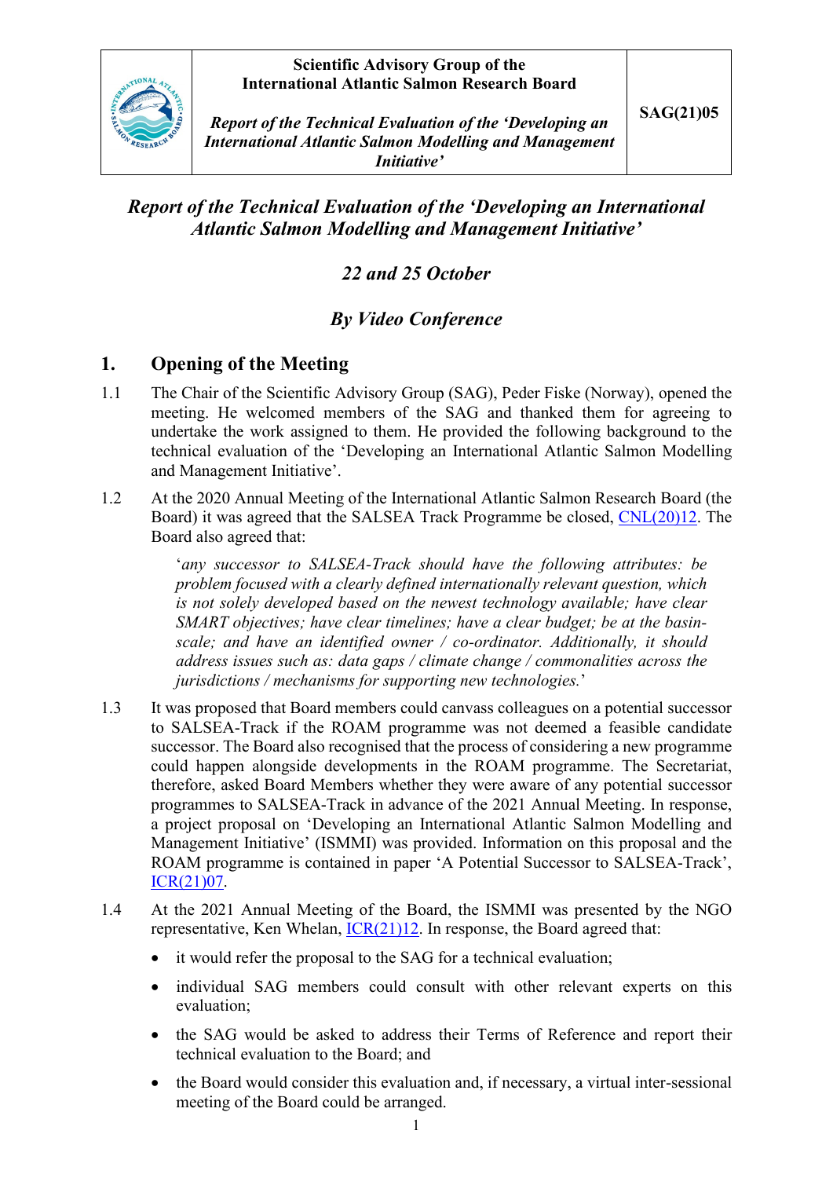| | Scientific Advisory Group of the International Atlantic Salmon Research Board<br><br>*Report of the Technical Evaluation of the 'Developing an International Atlantic Salmon Modelling and Management Initiative'* | SAG(21)05 |
|---|---|---|

# *Report of the Technical Evaluation of the 'Developing an International Atlantic Salmon Modelling and Management Initiative'*

### *22 and 25 October*

### *By Video Conference*

## 1. Opening of the Meeting

1.1 The Chair of the Scientific Advisory Group (SAG), Peder Fiske (Norway), opened the meeting. He welcomed members of the SAG and thanked them for agreeing to undertake the work assigned to them. He provided the following background to the technical evaluation of the 'Developing an International Atlantic Salmon Modelling and Management Initiative'.

1.2 At the 2020 Annual Meeting of the International Atlantic Salmon Research Board (the Board) it was agreed that the SALSEA Track Programme be closed, CNL(20)12. The Board also agreed that:

> '*any successor to SALSEA-Track should have the following attributes: be problem focused with a clearly defined internationally relevant question, which is not solely developed based on the newest technology available; have clear SMART objectives; have clear timelines; have a clear budget; be at the basin-scale; and have an identified owner / co-ordinator. Additionally, it should address issues such as: data gaps / climate change / commonalities across the jurisdictions / mechanisms for supporting new technologies.*'

1.3 It was proposed that Board members could canvass colleagues on a potential successor to SALSEA-Track if the ROAM programme was not deemed a feasible candidate successor. The Board also recognised that the process of considering a new programme could happen alongside developments in the ROAM programme. The Secretariat, therefore, asked Board Members whether they were aware of any potential successor programmes to SALSEA-Track in advance of the 2021 Annual Meeting. In response, a project proposal on 'Developing an International Atlantic Salmon Modelling and Management Initiative' (ISMMI) was provided. Information on this proposal and the ROAM programme is contained in paper 'A Potential Successor to SALSEA-Track', ICR(21)07.

1.4 At the 2021 Annual Meeting of the Board, the ISMMI was presented by the NGO representative, Ken Whelan, ICR(21)12. In response, the Board agreed that:

- it would refer the proposal to the SAG for a technical evaluation;
- individual SAG members could consult with other relevant experts on this evaluation;
- the SAG would be asked to address their Terms of Reference and report their technical evaluation to the Board; and
- the Board would consider this evaluation and, if necessary, a virtual inter-sessional meeting of the Board could be arranged.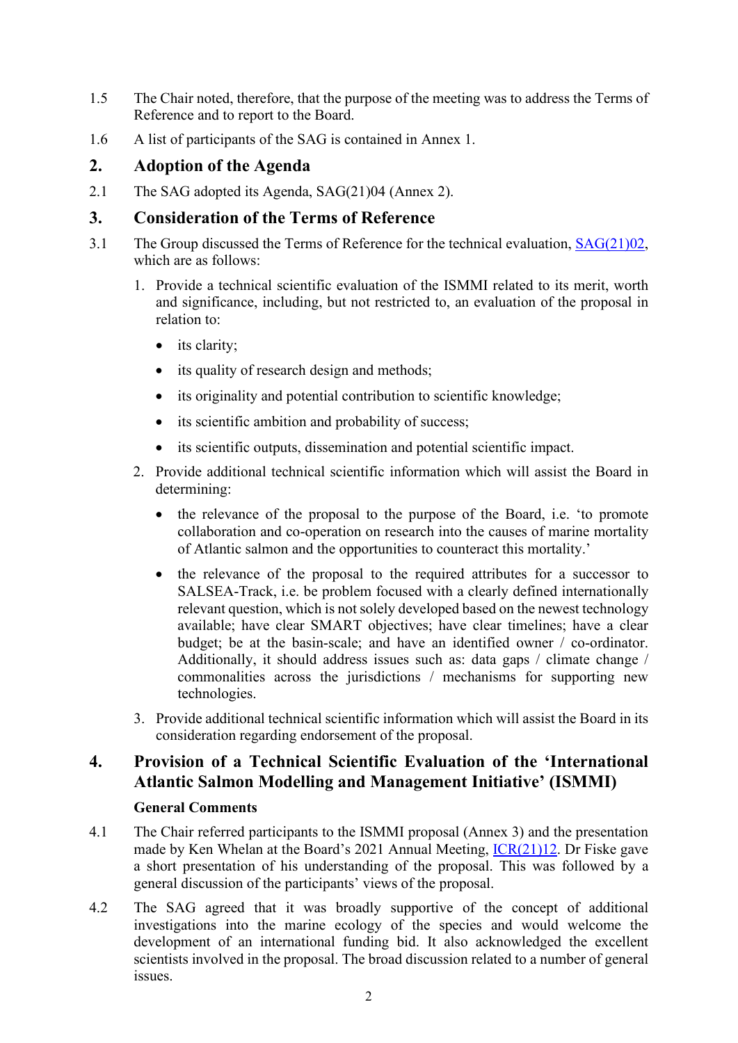1.5 The Chair noted, therefore, that the purpose of the meeting was to address the Terms of Reference and to report to the Board.

1.6 A list of participants of the SAG is contained in Annex 1.

## 2. Adoption of the Agenda

2.1 The SAG adopted its Agenda, SAG(21)04 (Annex 2).

## 3. Consideration of the Terms of Reference

3.1 The Group discussed the Terms of Reference for the technical evaluation, SAG(21)02, which are as follows:

1. Provide a technical scientific evaluation of the ISMMI related to its merit, worth and significance, including, but not restricted to, an evaluation of the proposal in relation to:
   - its clarity;
   - its quality of research design and methods;
   - its originality and potential contribution to scientific knowledge;
   - its scientific ambition and probability of success;
   - its scientific outputs, dissemination and potential scientific impact.
2. Provide additional technical scientific information which will assist the Board in determining:
   - the relevance of the proposal to the purpose of the Board, i.e. 'to promote collaboration and co-operation on research into the causes of marine mortality of Atlantic salmon and the opportunities to counteract this mortality.'
   - the relevance of the proposal to the required attributes for a successor to SALSEA-Track, i.e. be problem focused with a clearly defined internationally relevant question, which is not solely developed based on the newest technology available; have clear SMART objectives; have clear timelines; have a clear budget; be at the basin-scale; and have an identified owner / co-ordinator. Additionally, it should address issues such as: data gaps / climate change / commonalities across the jurisdictions / mechanisms for supporting new technologies.
3. Provide additional technical scientific information which will assist the Board in its consideration regarding endorsement of the proposal.

## 4. Provision of a Technical Scientific Evaluation of the 'International Atlantic Salmon Modelling and Management Initiative' (ISMMI)

**General Comments**

4.1 The Chair referred participants to the ISMMI proposal (Annex 3) and the presentation made by Ken Whelan at the Board's 2021 Annual Meeting, ICR(21)12. Dr Fiske gave a short presentation of his understanding of the proposal. This was followed by a general discussion of the participants' views of the proposal.

4.2 The SAG agreed that it was broadly supportive of the concept of additional investigations into the marine ecology of the species and would welcome the development of an international funding bid. It also acknowledged the excellent scientists involved in the proposal. The broad discussion related to a number of general issues.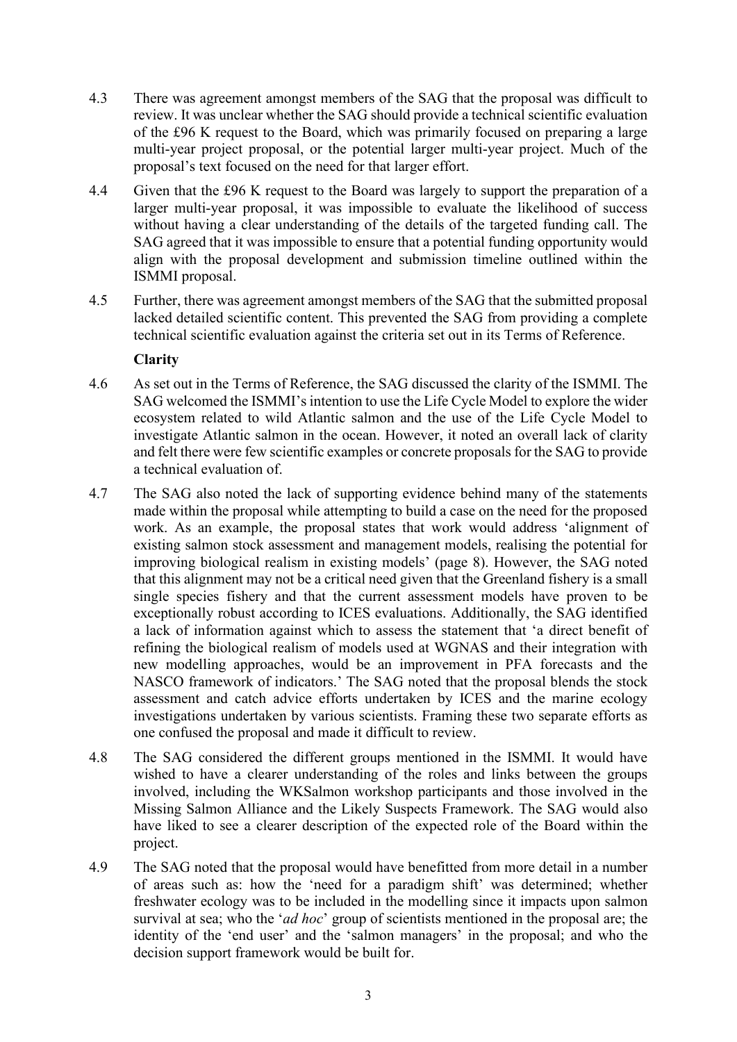4.3 There was agreement amongst members of the SAG that the proposal was difficult to review. It was unclear whether the SAG should provide a technical scientific evaluation of the £96 K request to the Board, which was primarily focused on preparing a large multi-year project proposal, or the potential larger multi-year project. Much of the proposal's text focused on the need for that larger effort.

4.4 Given that the £96 K request to the Board was largely to support the preparation of a larger multi-year proposal, it was impossible to evaluate the likelihood of success without having a clear understanding of the details of the targeted funding call. The SAG agreed that it was impossible to ensure that a potential funding opportunity would align with the proposal development and submission timeline outlined within the ISMMI proposal.

4.5 Further, there was agreement amongst members of the SAG that the submitted proposal lacked detailed scientific content. This prevented the SAG from providing a complete technical scientific evaluation against the criteria set out in its Terms of Reference.

**Clarity**

4.6 As set out in the Terms of Reference, the SAG discussed the clarity of the ISMMI. The SAG welcomed the ISMMI's intention to use the Life Cycle Model to explore the wider ecosystem related to wild Atlantic salmon and the use of the Life Cycle Model to investigate Atlantic salmon in the ocean. However, it noted an overall lack of clarity and felt there were few scientific examples or concrete proposals for the SAG to provide a technical evaluation of.

4.7 The SAG also noted the lack of supporting evidence behind many of the statements made within the proposal while attempting to build a case on the need for the proposed work. As an example, the proposal states that work would address 'alignment of existing salmon stock assessment and management models, realising the potential for improving biological realism in existing models' (page 8). However, the SAG noted that this alignment may not be a critical need given that the Greenland fishery is a small single species fishery and that the current assessment models have proven to be exceptionally robust according to ICES evaluations. Additionally, the SAG identified a lack of information against which to assess the statement that 'a direct benefit of refining the biological realism of models used at WGNAS and their integration with new modelling approaches, would be an improvement in PFA forecasts and the NASCO framework of indicators.' The SAG noted that the proposal blends the stock assessment and catch advice efforts undertaken by ICES and the marine ecology investigations undertaken by various scientists. Framing these two separate efforts as one confused the proposal and made it difficult to review.

4.8 The SAG considered the different groups mentioned in the ISMMI. It would have wished to have a clearer understanding of the roles and links between the groups involved, including the WKSalmon workshop participants and those involved in the Missing Salmon Alliance and the Likely Suspects Framework. The SAG would also have liked to see a clearer description of the expected role of the Board within the project.

4.9 The SAG noted that the proposal would have benefitted from more detail in a number of areas such as: how the 'need for a paradigm shift' was determined; whether freshwater ecology was to be included in the modelling since it impacts upon salmon survival at sea; who the '*ad hoc*' group of scientists mentioned in the proposal are; the identity of the 'end user' and the 'salmon managers' in the proposal; and who the decision support framework would be built for.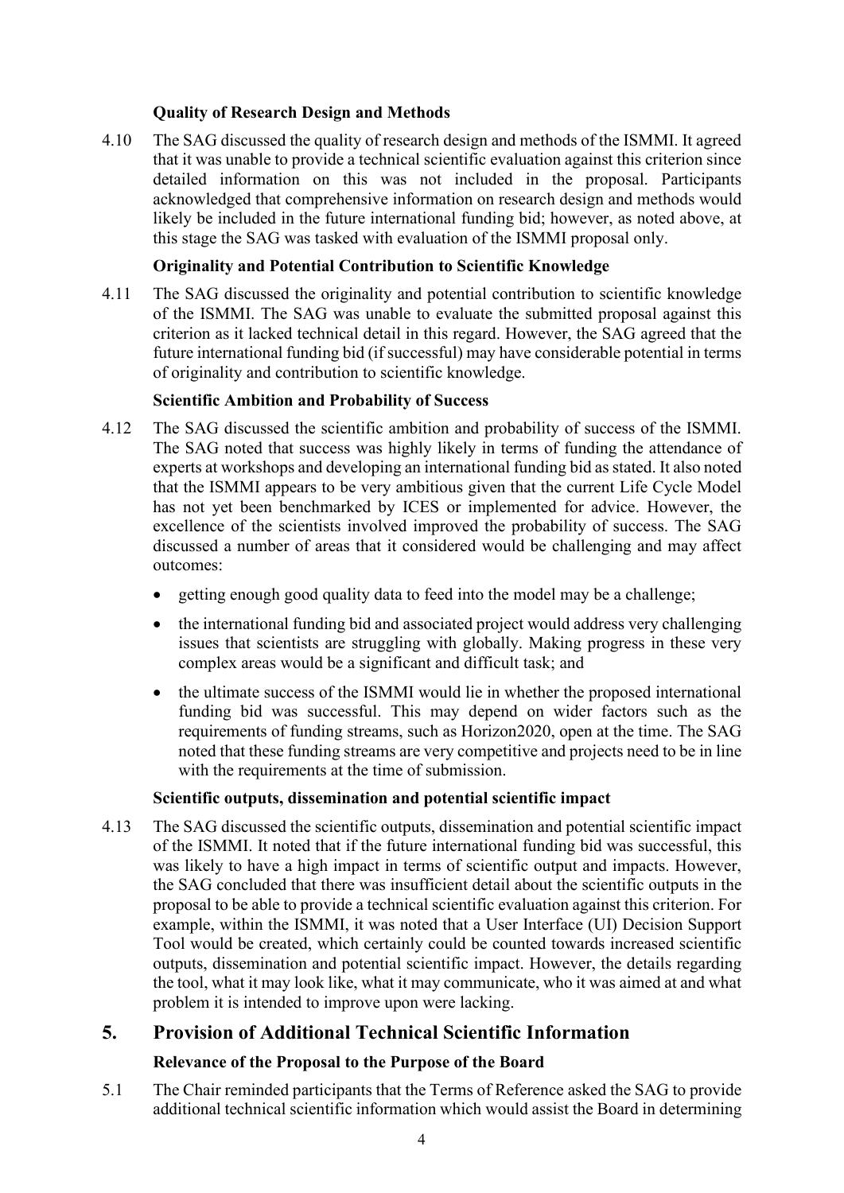**Quality of Research Design and Methods**

4.10 The SAG discussed the quality of research design and methods of the ISMMI. It agreed that it was unable to provide a technical scientific evaluation against this criterion since detailed information on this was not included in the proposal. Participants acknowledged that comprehensive information on research design and methods would likely be included in the future international funding bid; however, as noted above, at this stage the SAG was tasked with evaluation of the ISMMI proposal only.

**Originality and Potential Contribution to Scientific Knowledge**

4.11 The SAG discussed the originality and potential contribution to scientific knowledge of the ISMMI. The SAG was unable to evaluate the submitted proposal against this criterion as it lacked technical detail in this regard. However, the SAG agreed that the future international funding bid (if successful) may have considerable potential in terms of originality and contribution to scientific knowledge.

**Scientific Ambition and Probability of Success**

4.12 The SAG discussed the scientific ambition and probability of success of the ISMMI. The SAG noted that success was highly likely in terms of funding the attendance of experts at workshops and developing an international funding bid as stated. It also noted that the ISMMI appears to be very ambitious given that the current Life Cycle Model has not yet been benchmarked by ICES or implemented for advice. However, the excellence of the scientists involved improved the probability of success. The SAG discussed a number of areas that it considered would be challenging and may affect outcomes:

- getting enough good quality data to feed into the model may be a challenge;
- the international funding bid and associated project would address very challenging issues that scientists are struggling with globally. Making progress in these very complex areas would be a significant and difficult task; and
- the ultimate success of the ISMMI would lie in whether the proposed international funding bid was successful. This may depend on wider factors such as the requirements of funding streams, such as Horizon2020, open at the time. The SAG noted that these funding streams are very competitive and projects need to be in line with the requirements at the time of submission.

**Scientific outputs, dissemination and potential scientific impact**

4.13 The SAG discussed the scientific outputs, dissemination and potential scientific impact of the ISMMI. It noted that if the future international funding bid was successful, this was likely to have a high impact in terms of scientific output and impacts. However, the SAG concluded that there was insufficient detail about the scientific outputs in the proposal to be able to provide a technical scientific evaluation against this criterion. For example, within the ISMMI, it was noted that a User Interface (UI) Decision Support Tool would be created, which certainly could be counted towards increased scientific outputs, dissemination and potential scientific impact. However, the details regarding the tool, what it may look like, what it may communicate, who it was aimed at and what problem it is intended to improve upon were lacking.

## 5. Provision of Additional Technical Scientific Information

**Relevance of the Proposal to the Purpose of the Board**

5.1 The Chair reminded participants that the Terms of Reference asked the SAG to provide additional technical scientific information which would assist the Board in determining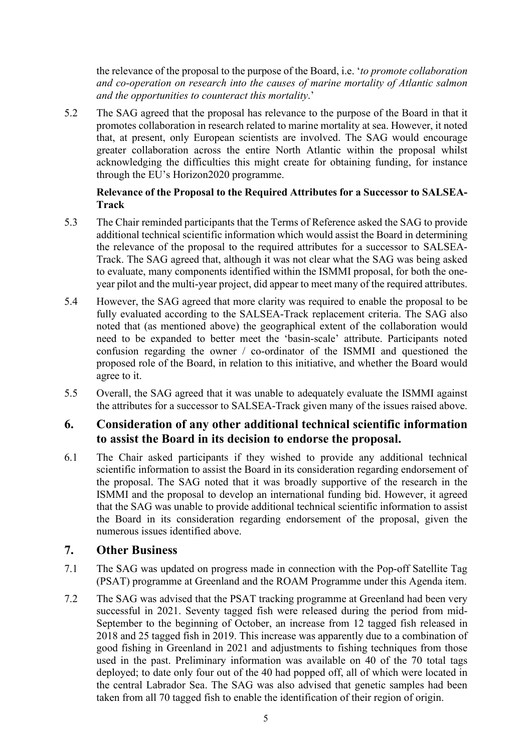the relevance of the proposal to the purpose of the Board, i.e. '*to promote collaboration and co-operation on research into the causes of marine mortality of Atlantic salmon and the opportunities to counteract this mortality*.'

5.2 The SAG agreed that the proposal has relevance to the purpose of the Board in that it promotes collaboration in research related to marine mortality at sea. However, it noted that, at present, only European scientists are involved. The SAG would encourage greater collaboration across the entire North Atlantic within the proposal whilst acknowledging the difficulties this might create for obtaining funding, for instance through the EU's Horizon2020 programme.

**Relevance of the Proposal to the Required Attributes for a Successor to SALSEA-Track**

5.3 The Chair reminded participants that the Terms of Reference asked the SAG to provide additional technical scientific information which would assist the Board in determining the relevance of the proposal to the required attributes for a successor to SALSEA-Track. The SAG agreed that, although it was not clear what the SAG was being asked to evaluate, many components identified within the ISMMI proposal, for both the one-year pilot and the multi-year project, did appear to meet many of the required attributes.

5.4 However, the SAG agreed that more clarity was required to enable the proposal to be fully evaluated according to the SALSEA-Track replacement criteria. The SAG also noted that (as mentioned above) the geographical extent of the collaboration would need to be expanded to better meet the 'basin-scale' attribute. Participants noted confusion regarding the owner / co-ordinator of the ISMMI and questioned the proposed role of the Board, in relation to this initiative, and whether the Board would agree to it.

5.5 Overall, the SAG agreed that it was unable to adequately evaluate the ISMMI against the attributes for a successor to SALSEA-Track given many of the issues raised above.

## 6. Consideration of any other additional technical scientific information to assist the Board in its decision to endorse the proposal.

6.1 The Chair asked participants if they wished to provide any additional technical scientific information to assist the Board in its consideration regarding endorsement of the proposal. The SAG noted that it was broadly supportive of the research in the ISMMI and the proposal to develop an international funding bid. However, it agreed that the SAG was unable to provide additional technical scientific information to assist the Board in its consideration regarding endorsement of the proposal, given the numerous issues identified above.

## 7. Other Business

7.1 The SAG was updated on progress made in connection with the Pop-off Satellite Tag (PSAT) programme at Greenland and the ROAM Programme under this Agenda item.

7.2 The SAG was advised that the PSAT tracking programme at Greenland had been very successful in 2021. Seventy tagged fish were released during the period from mid-September to the beginning of October, an increase from 12 tagged fish released in 2018 and 25 tagged fish in 2019. This increase was apparently due to a combination of good fishing in Greenland in 2021 and adjustments to fishing techniques from those used in the past. Preliminary information was available on 40 of the 70 total tags deployed; to date only four out of the 40 had popped off, all of which were located in the central Labrador Sea. The SAG was also advised that genetic samples had been taken from all 70 tagged fish to enable the identification of their region of origin.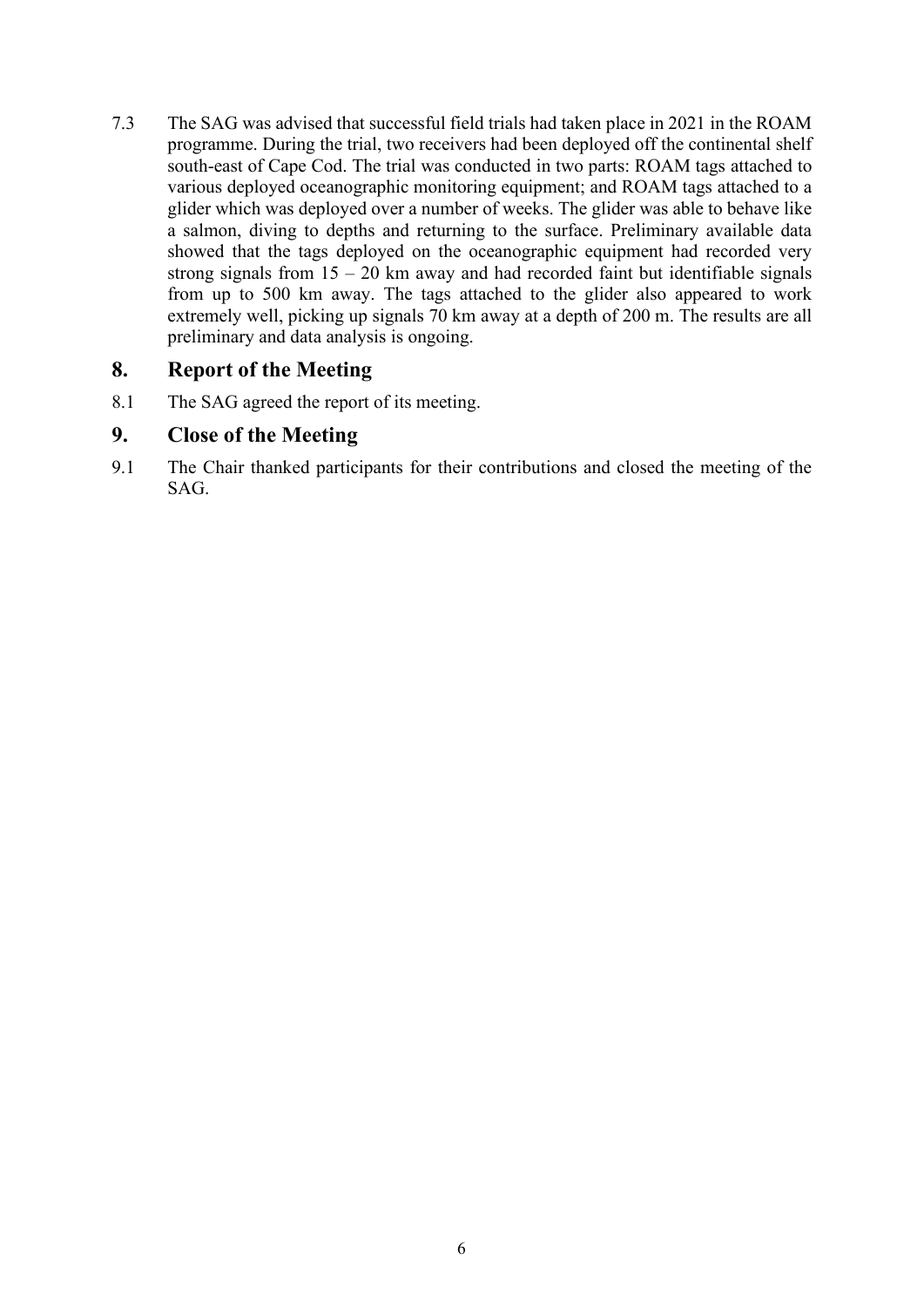7.3 The SAG was advised that successful field trials had taken place in 2021 in the ROAM programme. During the trial, two receivers had been deployed off the continental shelf south-east of Cape Cod. The trial was conducted in two parts: ROAM tags attached to various deployed oceanographic monitoring equipment; and ROAM tags attached to a glider which was deployed over a number of weeks. The glider was able to behave like a salmon, diving to depths and returning to the surface. Preliminary available data showed that the tags deployed on the oceanographic equipment had recorded very strong signals from 15 – 20 km away and had recorded faint but identifiable signals from up to 500 km away. The tags attached to the glider also appeared to work extremely well, picking up signals 70 km away at a depth of 200 m. The results are all preliminary and data analysis is ongoing.

## 8. Report of the Meeting

8.1 The SAG agreed the report of its meeting.

## 9. Close of the Meeting

9.1 The Chair thanked participants for their contributions and closed the meeting of the SAG.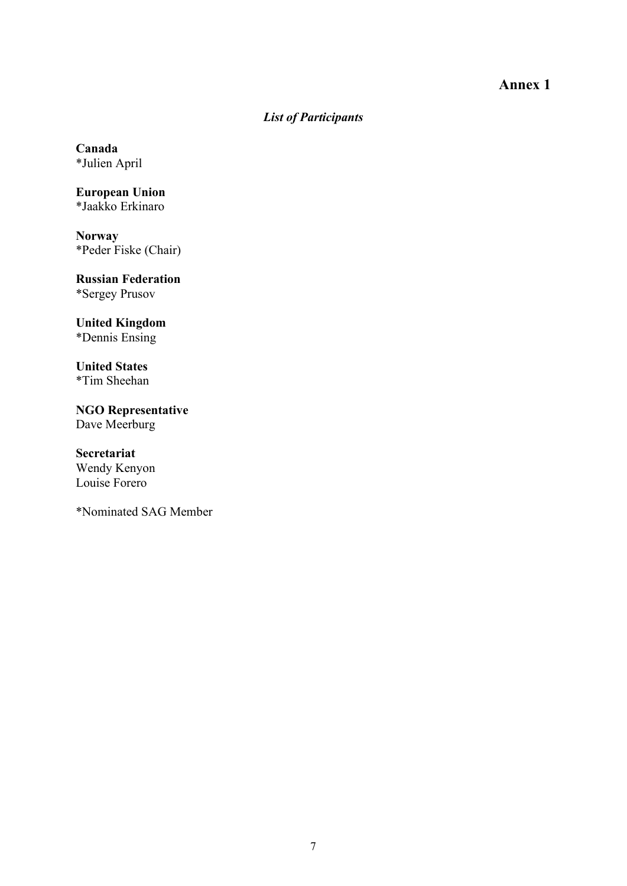# Annex 1

## *List of Participants*

**Canada**
*Julien April

**European Union**
*Jaakko Erkinaro

**Norway**
*Peder Fiske (Chair)

**Russian Federation**
*Sergey Prusov

**United Kingdom**
*Dennis Ensing

**United States**
*Tim Sheehan

**NGO Representative**
Dave Meerburg

**Secretariat**
Wendy Kenyon
Louise Forero

*Nominated SAG Member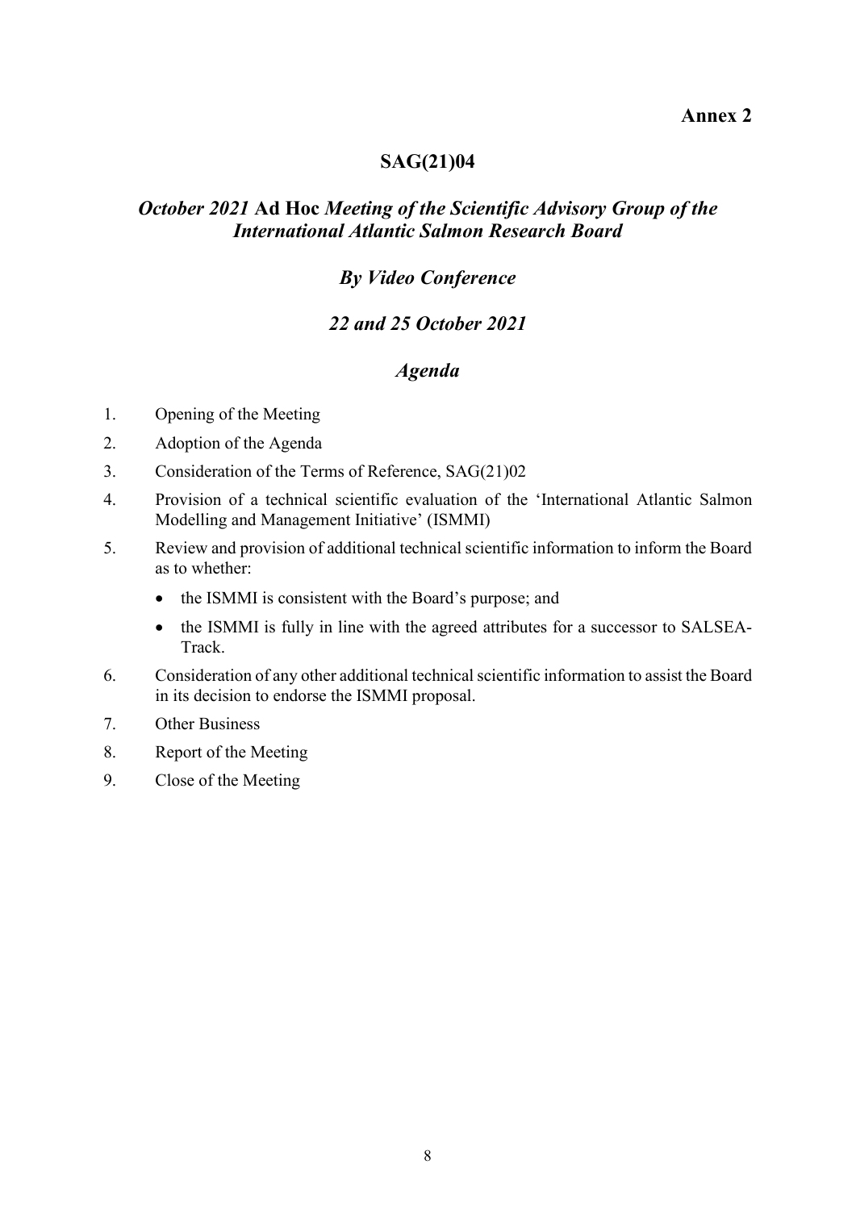**Annex 2**

## SAG(21)04

## *October 2021* **Ad Hoc** *Meeting of the Scientific Advisory Group of the International Atlantic Salmon Research Board*

### *By Video Conference*

### *22 and 25 October 2021*

### *Agenda*

1. Opening of the Meeting
2. Adoption of the Agenda
3. Consideration of the Terms of Reference, SAG(21)02
4. Provision of a technical scientific evaluation of the 'International Atlantic Salmon Modelling and Management Initiative' (ISMMI)
5. Review and provision of additional technical scientific information to inform the Board as to whether:
   - the ISMMI is consistent with the Board's purpose; and
   - the ISMMI is fully in line with the agreed attributes for a successor to SALSEA-Track.
6. Consideration of any other additional technical scientific information to assist the Board in its decision to endorse the ISMMI proposal.
7. Other Business
8. Report of the Meeting
9. Close of the Meeting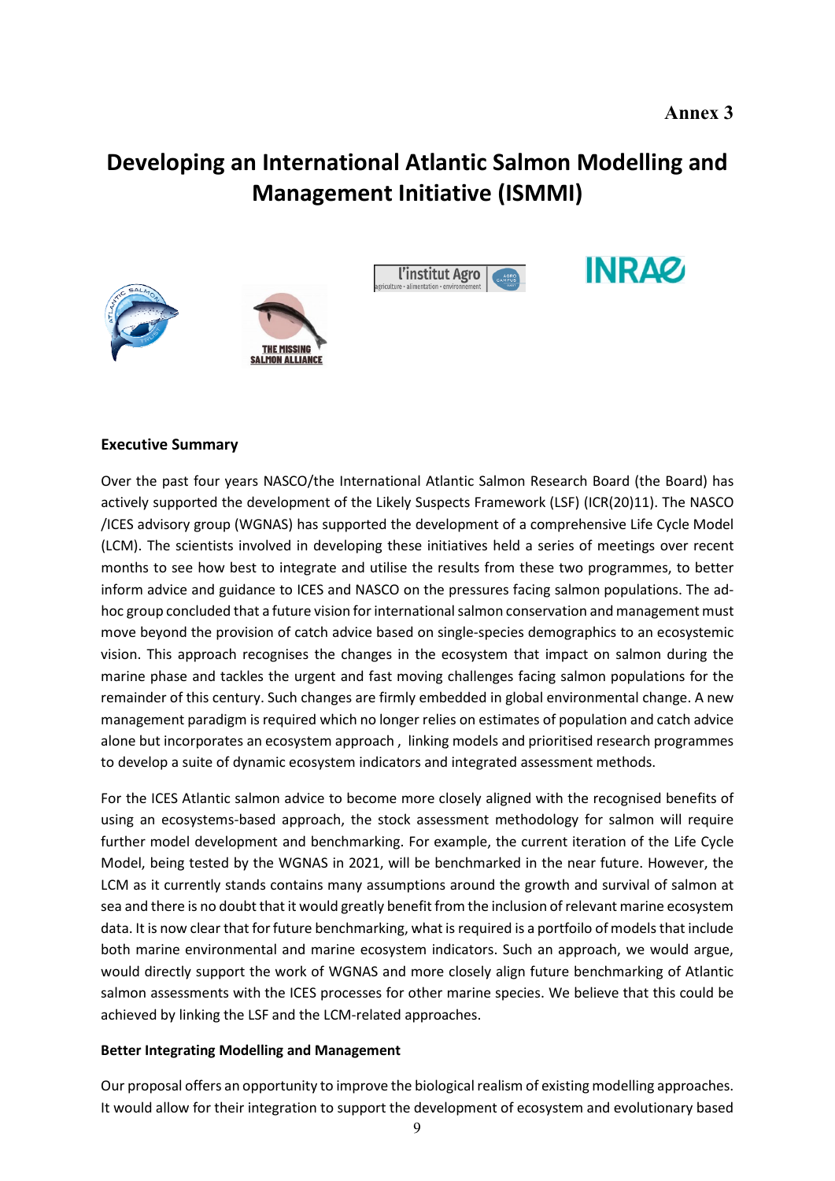**Annex 3**

# Developing an International Atlantic Salmon Modelling and Management Initiative (ISMMI)

## Executive Summary

Over the past four years NASCO/the International Atlantic Salmon Research Board (the Board) has actively supported the development of the Likely Suspects Framework (LSF) (ICR(20)11). The NASCO /ICES advisory group (WGNAS) has supported the development of a comprehensive Life Cycle Model (LCM). The scientists involved in developing these initiatives held a series of meetings over recent months to see how best to integrate and utilise the results from these two programmes, to better inform advice and guidance to ICES and NASCO on the pressures facing salmon populations. The ad-hoc group concluded that a future vision for international salmon conservation and management must move beyond the provision of catch advice based on single-species demographics to an ecosystemic vision. This approach recognises the changes in the ecosystem that impact on salmon during the marine phase and tackles the urgent and fast moving challenges facing salmon populations for the remainder of this century. Such changes are firmly embedded in global environmental change. A new management paradigm is required which no longer relies on estimates of population and catch advice alone but incorporates an ecosystem approach , linking models and prioritised research programmes to develop a suite of dynamic ecosystem indicators and integrated assessment methods.

For the ICES Atlantic salmon advice to become more closely aligned with the recognised benefits of using an ecosystems-based approach, the stock assessment methodology for salmon will require further model development and benchmarking. For example, the current iteration of the Life Cycle Model, being tested by the WGNAS in 2021, will be benchmarked in the near future. However, the LCM as it currently stands contains many assumptions around the growth and survival of salmon at sea and there is no doubt that it would greatly benefit from the inclusion of relevant marine ecosystem data. It is now clear that for future benchmarking, what is required is a portfoilo of models that include both marine environmental and marine ecosystem indicators. Such an approach, we would argue, would directly support the work of WGNAS and more closely align future benchmarking of Atlantic salmon assessments with the ICES processes for other marine species. We believe that this could be achieved by linking the LSF and the LCM-related approaches.

### Better Integrating Modelling and Management

Our proposal offers an opportunity to improve the biological realism of existing modelling approaches. It would allow for their integration to support the development of ecosystem and evolutionary based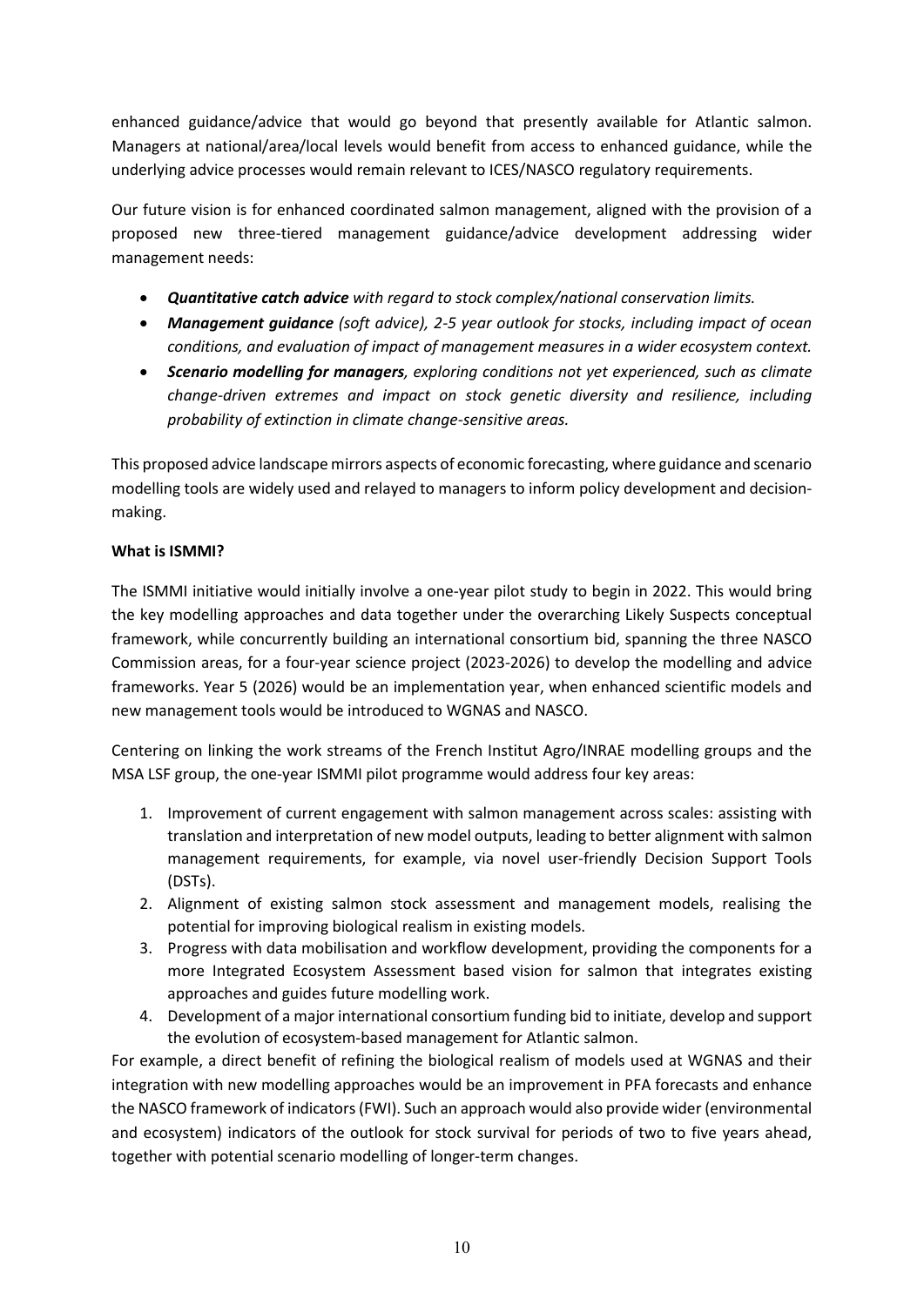enhanced guidance/advice that would go beyond that presently available for Atlantic salmon. Managers at national/area/local levels would benefit from access to enhanced guidance, while the underlying advice processes would remain relevant to ICES/NASCO regulatory requirements.

Our future vision is for enhanced coordinated salmon management, aligned with the provision of a proposed new three-tiered management guidance/advice development addressing wider management needs:

- ***Quantitative catch advice*** *with regard to stock complex/national conservation limits.*
- ***Management guidance*** *(soft advice), 2-5 year outlook for stocks, including impact of ocean conditions, and evaluation of impact of management measures in a wider ecosystem context.*
- ***Scenario modelling for managers****, exploring conditions not yet experienced, such as climate change-driven extremes and impact on stock genetic diversity and resilience, including probability of extinction in climate change-sensitive areas.*

This proposed advice landscape mirrors aspects of economic forecasting, where guidance and scenario modelling tools are widely used and relayed to managers to inform policy development and decision-making.

**What is ISMMI?**

The ISMMI initiative would initially involve a one-year pilot study to begin in 2022. This would bring the key modelling approaches and data together under the overarching Likely Suspects conceptual framework, while concurrently building an international consortium bid, spanning the three NASCO Commission areas, for a four-year science project (2023-2026) to develop the modelling and advice frameworks. Year 5 (2026) would be an implementation year, when enhanced scientific models and new management tools would be introduced to WGNAS and NASCO.

Centering on linking the work streams of the French Institut Agro/INRAE modelling groups and the MSA LSF group, the one-year ISMMI pilot programme would address four key areas:

1. Improvement of current engagement with salmon management across scales: assisting with translation and interpretation of new model outputs, leading to better alignment with salmon management requirements, for example, via novel user-friendly Decision Support Tools (DSTs).
2. Alignment of existing salmon stock assessment and management models, realising the potential for improving biological realism in existing models.
3. Progress with data mobilisation and workflow development, providing the components for a more Integrated Ecosystem Assessment based vision for salmon that integrates existing approaches and guides future modelling work.
4. Development of a major international consortium funding bid to initiate, develop and support the evolution of ecosystem-based management for Atlantic salmon.

For example, a direct benefit of refining the biological realism of models used at WGNAS and their integration with new modelling approaches would be an improvement in PFA forecasts and enhance the NASCO framework of indicators (FWI). Such an approach would also provide wider (environmental and ecosystem) indicators of the outlook for stock survival for periods of two to five years ahead, together with potential scenario modelling of longer-term changes.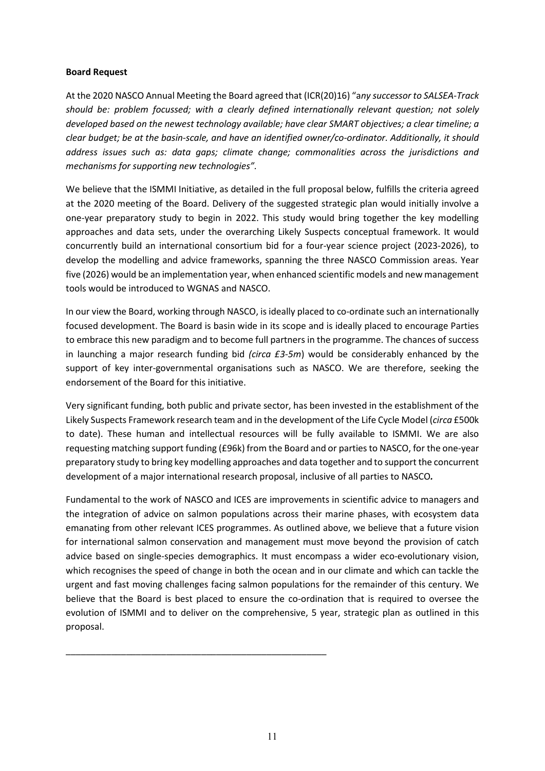**Board Request**

At the 2020 NASCO Annual Meeting the Board agreed that (ICR(20)16) "*any successor to SALSEA-Track should be: problem focussed; with a clearly defined internationally relevant question; not solely developed based on the newest technology available; have clear SMART objectives; a clear timeline; a clear budget; be at the basin-scale, and have an identified owner/co-ordinator. Additionally, it should address issues such as: data gaps; climate change; commonalities across the jurisdictions and mechanisms for supporting new technologies"*.

We believe that the ISMMI Initiative, as detailed in the full proposal below, fulfills the criteria agreed at the 2020 meeting of the Board. Delivery of the suggested strategic plan would initially involve a one-year preparatory study to begin in 2022. This study would bring together the key modelling approaches and data sets, under the overarching Likely Suspects conceptual framework. It would concurrently build an international consortium bid for a four-year science project (2023-2026), to develop the modelling and advice frameworks, spanning the three NASCO Commission areas. Year five (2026) would be an implementation year, when enhanced scientific models and new management tools would be introduced to WGNAS and NASCO.

In our view the Board, working through NASCO, is ideally placed to co-ordinate such an internationally focused development. The Board is basin wide in its scope and is ideally placed to encourage Parties to embrace this new paradigm and to become full partners in the programme. The chances of success in launching a major research funding bid *(circa £3-5m*) would be considerably enhanced by the support of key inter-governmental organisations such as NASCO. We are therefore, seeking the endorsement of the Board for this initiative.

Very significant funding, both public and private sector, has been invested in the establishment of the Likely Suspects Framework research team and in the development of the Life Cycle Model (*circa* £500k to date). These human and intellectual resources will be fully available to ISMMI. We are also requesting matching support funding (£96k) from the Board and or parties to NASCO, for the one-year preparatory study to bring key modelling approaches and data together and to support the concurrent development of a major international research proposal, inclusive of all parties to NASCO***.***

Fundamental to the work of NASCO and ICES are improvements in scientific advice to managers and the integration of advice on salmon populations across their marine phases, with ecosystem data emanating from other relevant ICES programmes. As outlined above, we believe that a future vision for international salmon conservation and management must move beyond the provision of catch advice based on single-species demographics. It must encompass a wider eco-evolutionary vision, which recognises the speed of change in both the ocean and in our climate and which can tackle the urgent and fast moving challenges facing salmon populations for the remainder of this century. We believe that the Board is best placed to ensure the co-ordination that is required to oversee the evolution of ISMMI and to deliver on the comprehensive, 5 year, strategic plan as outlined in this proposal.

---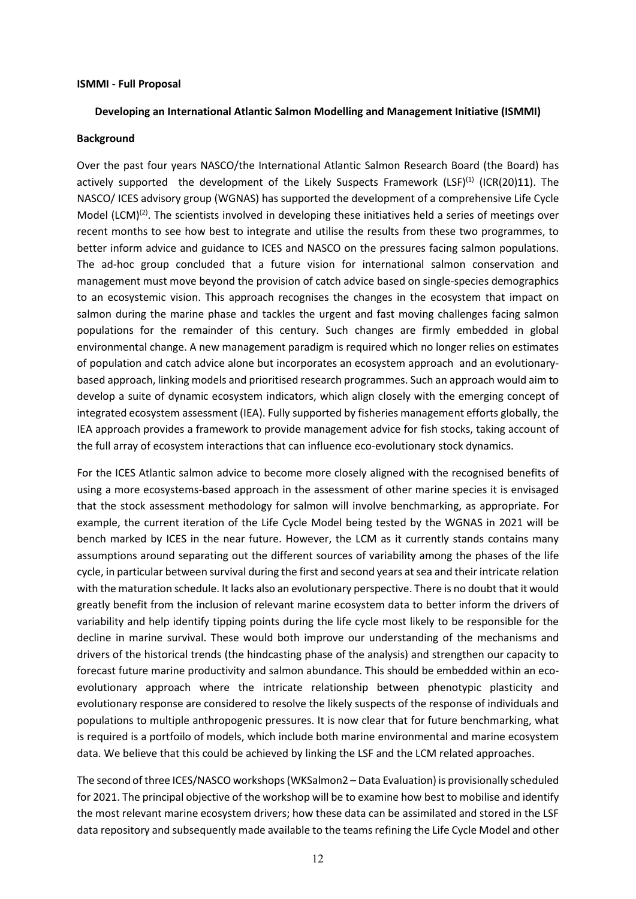**ISMMI - Full Proposal**

**Developing an International Atlantic Salmon Modelling and Management Initiative (ISMMI)**

**Background**

Over the past four years NASCO/the International Atlantic Salmon Research Board (the Board) has actively supported the development of the Likely Suspects Framework (LSF)[(1)] (ICR(20)11). The NASCO/ ICES advisory group (WGNAS) has supported the development of a comprehensive Life Cycle Model (LCM)[(2)]. The scientists involved in developing these initiatives held a series of meetings over recent months to see how best to integrate and utilise the results from these two programmes, to better inform advice and guidance to ICES and NASCO on the pressures facing salmon populations. The ad-hoc group concluded that a future vision for international salmon conservation and management must move beyond the provision of catch advice based on single-species demographics to an ecosystemic vision. This approach recognises the changes in the ecosystem that impact on salmon during the marine phase and tackles the urgent and fast moving challenges facing salmon populations for the remainder of this century. Such changes are firmly embedded in global environmental change. A new management paradigm is required which no longer relies on estimates of population and catch advice alone but incorporates an ecosystem approach and an evolutionary-based approach, linking models and prioritised research programmes. Such an approach would aim to develop a suite of dynamic ecosystem indicators, which align closely with the emerging concept of integrated ecosystem assessment (IEA). Fully supported by fisheries management efforts globally, the IEA approach provides a framework to provide management advice for fish stocks, taking account of the full array of ecosystem interactions that can influence eco-evolutionary stock dynamics.

For the ICES Atlantic salmon advice to become more closely aligned with the recognised benefits of using a more ecosystems-based approach in the assessment of other marine species it is envisaged that the stock assessment methodology for salmon will involve benchmarking, as appropriate. For example, the current iteration of the Life Cycle Model being tested by the WGNAS in 2021 will be bench marked by ICES in the near future. However, the LCM as it currently stands contains many assumptions around separating out the different sources of variability among the phases of the life cycle, in particular between survival during the first and second years at sea and their intricate relation with the maturation schedule. It lacks also an evolutionary perspective. There is no doubt that it would greatly benefit from the inclusion of relevant marine ecosystem data to better inform the drivers of variability and help identify tipping points during the life cycle most likely to be responsible for the decline in marine survival. These would both improve our understanding of the mechanisms and drivers of the historical trends (the hindcasting phase of the analysis) and strengthen our capacity to forecast future marine productivity and salmon abundance. This should be embedded within an eco-evolutionary approach where the intricate relationship between phenotypic plasticity and evolutionary response are considered to resolve the likely suspects of the response of individuals and populations to multiple anthropogenic pressures. It is now clear that for future benchmarking, what is required is a portfoilo of models, which include both marine environmental and marine ecosystem data. We believe that this could be achieved by linking the LSF and the LCM related approaches.

The second of three ICES/NASCO workshops (WKSalmon2 – Data Evaluation) is provisionally scheduled for 2021. The principal objective of the workshop will be to examine how best to mobilise and identify the most relevant marine ecosystem drivers; how these data can be assimilated and stored in the LSF data repository and subsequently made available to the teams refining the Life Cycle Model and other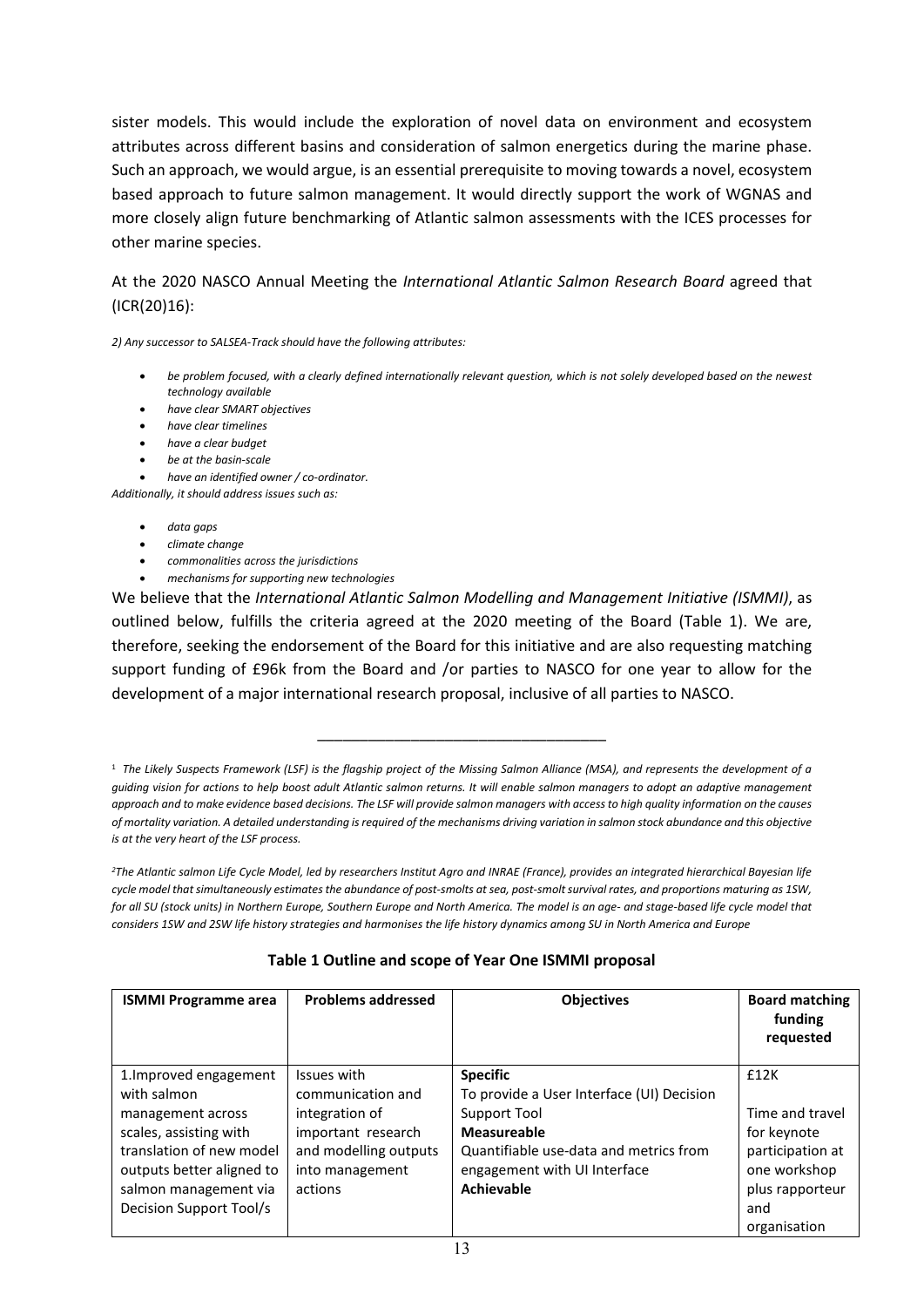sister models. This would include the exploration of novel data on environment and ecosystem attributes across different basins and consideration of salmon energetics during the marine phase. Such an approach, we would argue, is an essential prerequisite to moving towards a novel, ecosystem based approach to future salmon management. It would directly support the work of WGNAS and more closely align future benchmarking of Atlantic salmon assessments with the ICES processes for other marine species.

At the 2020 NASCO Annual Meeting the *International Atlantic Salmon Research Board* agreed that (ICR(20)16):

*2) Any successor to SALSEA-Track should have the following attributes:*

- *be problem focused, with a clearly defined internationally relevant question, which is not solely developed based on the newest technology available*
- *have clear SMART objectives*
- *have clear timelines*
- *have a clear budget*
- *be at the basin-scale*
- *have an identified owner / co-ordinator.*

*Additionally, it should address issues such as:*

- *data gaps*
- *climate change*
- *commonalities across the jurisdictions*
- *mechanisms for supporting new technologies*

We believe that the *International Atlantic Salmon Modelling and Management Initiative (ISMMI)*, as outlined below, fulfills the criteria agreed at the 2020 meeting of the Board (Table 1). We are, therefore, seeking the endorsement of the Board for this initiative and are also requesting matching support funding of £96k from the Board and /or parties to NASCO for one year to allow for the development of a major international research proposal, inclusive of all parties to NASCO.

---

[1] *The Likely Suspects Framework (LSF) is the flagship project of the Missing Salmon Alliance (MSA), and represents the development of a guiding vision for actions to help boost adult Atlantic salmon returns. It will enable salmon managers to adopt an adaptive management approach and to make evidence based decisions. The LSF will provide salmon managers with access to high quality information on the causes of mortality variation. A detailed understanding is required of the mechanisms driving variation in salmon stock abundance and this objective is at the very heart of the LSF process.*

[2] *The Atlantic salmon Life Cycle Model, led by researchers Institut Agro and INRAE (France), provides an integrated hierarchical Bayesian life cycle model that simultaneously estimates the abundance of post-smolts at sea, post-smolt survival rates, and proportions maturing as 1SW, for all SU (stock units) in Northern Europe, Southern Europe and North America. The model is an age- and stage-based life cycle model that considers 1SW and 2SW life history strategies and harmonises the life history dynamics among SU in North America and Europe*

**Table 1 Outline and scope of Year One ISMMI proposal**

| ISMMI Programme area | Problems addressed | Objectives | Board matching funding requested |
|---|---|---|---|
| 1.Improved engagement with salmon management across scales, assisting with translation of new model outputs better aligned to salmon management via Decision Support Tool/s | Issues with communication and integration of important research and modelling outputs into management actions | **Specific**<br>To provide a User Interface (UI) Decision Support Tool<br>**Measureable**<br>Quantifiable use-data and metrics from engagement with UI Interface<br>**Achievable** | £12K<br><br>Time and travel for keynote participation at one workshop plus rapporteur and organisation |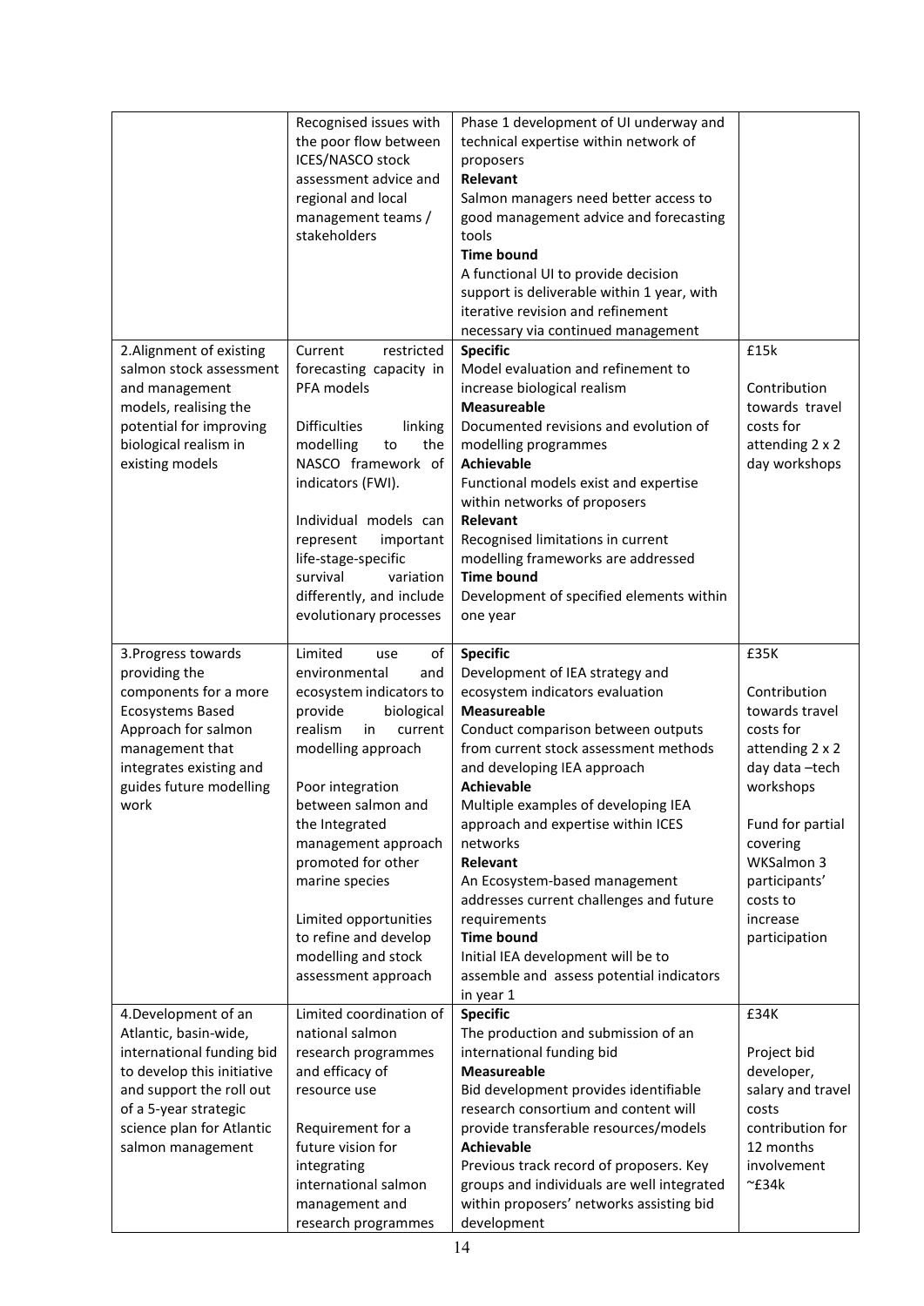| | | | |
|---|---|---|---|
| | Recognised issues with the poor flow between ICES/NASCO stock assessment advice and regional and local management teams / stakeholders | Phase 1 development of UI underway and technical expertise within network of proposers<br>**Relevant**<br>Salmon managers need better access to good management advice and forecasting tools<br>**Time bound**<br>A functional UI to provide decision support is deliverable within 1 year, with iterative revision and refinement necessary via continued management | |
| 2.Alignment of existing salmon stock assessment and management models, realising the potential for improving biological realism in existing models | Current restricted forecasting capacity in PFA models<br><br>Difficulties linking modelling to the NASCO framework of indicators (FWI).<br><br>Individual models can represent important life-stage-specific survival variation differently, and include evolutionary processes | **Specific**<br>Model evaluation and refinement to increase biological realism<br>**Measureable**<br>Documented revisions and evolution of modelling programmes<br>**Achievable**<br>Functional models exist and expertise within networks of proposers<br>**Relevant**<br>Recognised limitations in current modelling frameworks are addressed<br>**Time bound**<br>Development of specified elements within one year | £15k<br><br>Contribution towards travel costs for attending 2 x 2 day workshops |
| 3.Progress towards providing the components for a more Ecosystems Based Approach for salmon management that integrates existing and guides future modelling work | Limited use of environmental and ecosystem indicators to provide biological realism in current modelling approach<br><br>Poor integration between salmon and the Integrated management approach promoted for other marine species<br><br>Limited opportunities to refine and develop modelling and stock assessment approach | **Specific**<br>Development of IEA strategy and ecosystem indicators evaluation<br>**Measureable**<br>Conduct comparison between outputs from current stock assessment methods and developing IEA approach<br>**Achievable**<br>Multiple examples of developing IEA approach and expertise within ICES networks<br>**Relevant**<br>An Ecosystem-based management addresses current challenges and future requirements<br>**Time bound**<br>Initial IEA development will be to assemble and assess potential indicators in year 1 | £35K<br><br>Contribution towards travel costs for attending 2 x 2 day data –tech workshops<br><br>Fund for partial covering WKSalmon 3 participants' costs to increase participation |
| 4.Development of an Atlantic, basin-wide, international funding bid to develop this initiative and support the roll out of a 5-year strategic science plan for Atlantic salmon management | Limited coordination of national salmon research programmes and efficacy of resource use<br><br>Requirement for a future vision for integrating international salmon management and research programmes | **Specific**<br>The production and submission of an international funding bid<br>**Measureable**<br>Bid development provides identifiable research consortium and content will provide transferable resources/models<br>**Achievable**<br>Previous track record of proposers. Key groups and individuals are well integrated within proposers' networks assisting bid development | £34K<br><br>Project bid developer, salary and travel costs contribution for 12 months involvement ~£34k |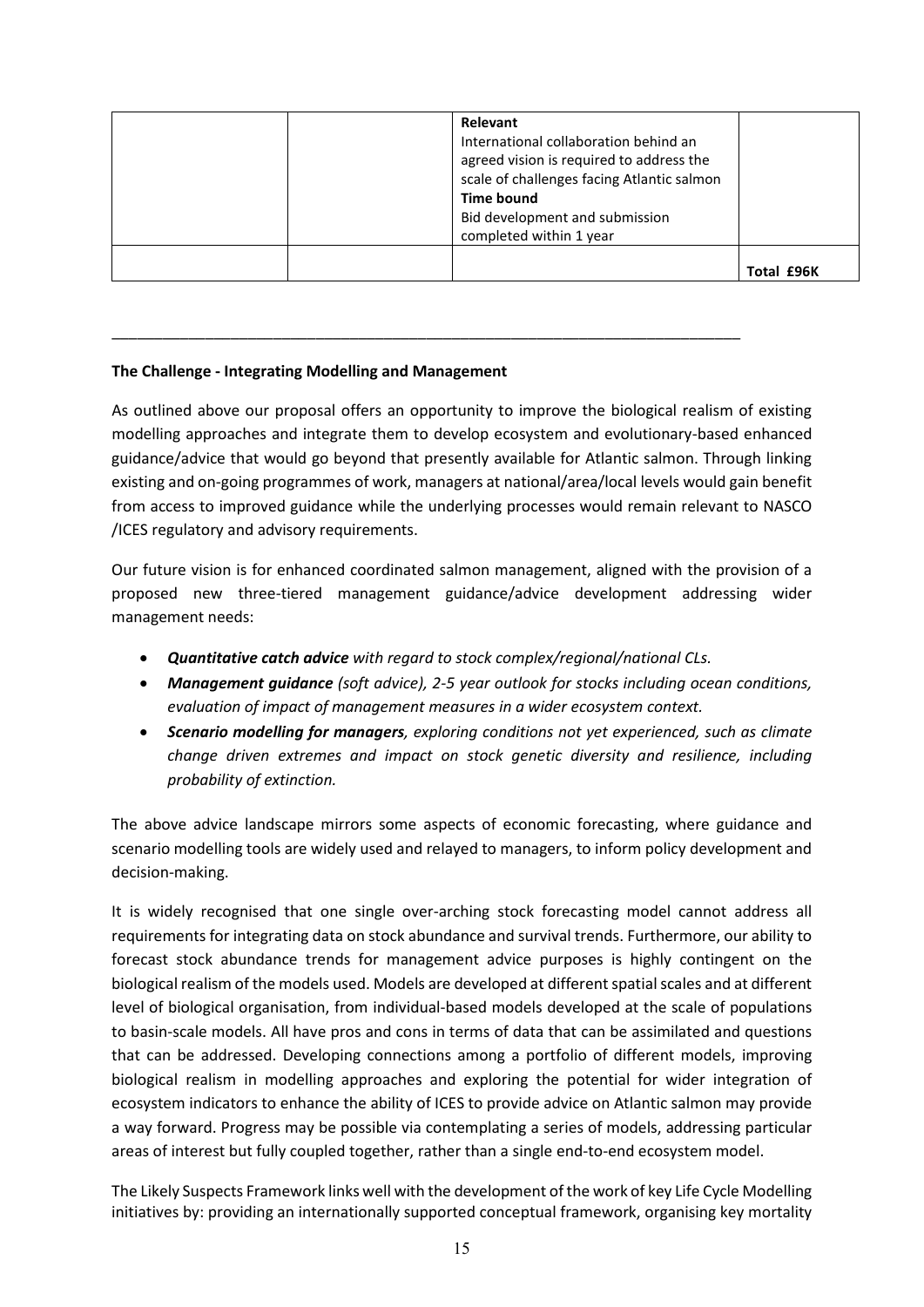| | | **Relevant**<br>International collaboration behind an agreed vision is required to address the scale of challenges facing Atlantic salmon<br>**Time bound**<br>Bid development and submission completed within 1 year | |
|---|---|---|---|
| | | | **Total £96K** |

---

**The Challenge - Integrating Modelling and Management**

As outlined above our proposal offers an opportunity to improve the biological realism of existing modelling approaches and integrate them to develop ecosystem and evolutionary-based enhanced guidance/advice that would go beyond that presently available for Atlantic salmon. Through linking existing and on-going programmes of work, managers at national/area/local levels would gain benefit from access to improved guidance while the underlying processes would remain relevant to NASCO /ICES regulatory and advisory requirements.

Our future vision is for enhanced coordinated salmon management, aligned with the provision of a proposed new three-tiered management guidance/advice development addressing wider management needs:

- ***Quantitative catch advice*** *with regard to stock complex/regional/national CLs.*
- ***Management guidance*** *(soft advice), 2-5 year outlook for stocks including ocean conditions, evaluation of impact of management measures in a wider ecosystem context.*
- ***Scenario modelling for managers****, exploring conditions not yet experienced, such as climate change driven extremes and impact on stock genetic diversity and resilience, including probability of extinction.*

The above advice landscape mirrors some aspects of economic forecasting, where guidance and scenario modelling tools are widely used and relayed to managers, to inform policy development and decision-making.

It is widely recognised that one single over-arching stock forecasting model cannot address all requirements for integrating data on stock abundance and survival trends. Furthermore, our ability to forecast stock abundance trends for management advice purposes is highly contingent on the biological realism of the models used. Models are developed at different spatial scales and at different level of biological organisation, from individual-based models developed at the scale of populations to basin-scale models. All have pros and cons in terms of data that can be assimilated and questions that can be addressed. Developing connections among a portfolio of different models, improving biological realism in modelling approaches and exploring the potential for wider integration of ecosystem indicators to enhance the ability of ICES to provide advice on Atlantic salmon may provide a way forward. Progress may be possible via contemplating a series of models, addressing particular areas of interest but fully coupled together, rather than a single end-to-end ecosystem model.

The Likely Suspects Framework links well with the development of the work of key Life Cycle Modelling initiatives by: providing an internationally supported conceptual framework, organising key mortality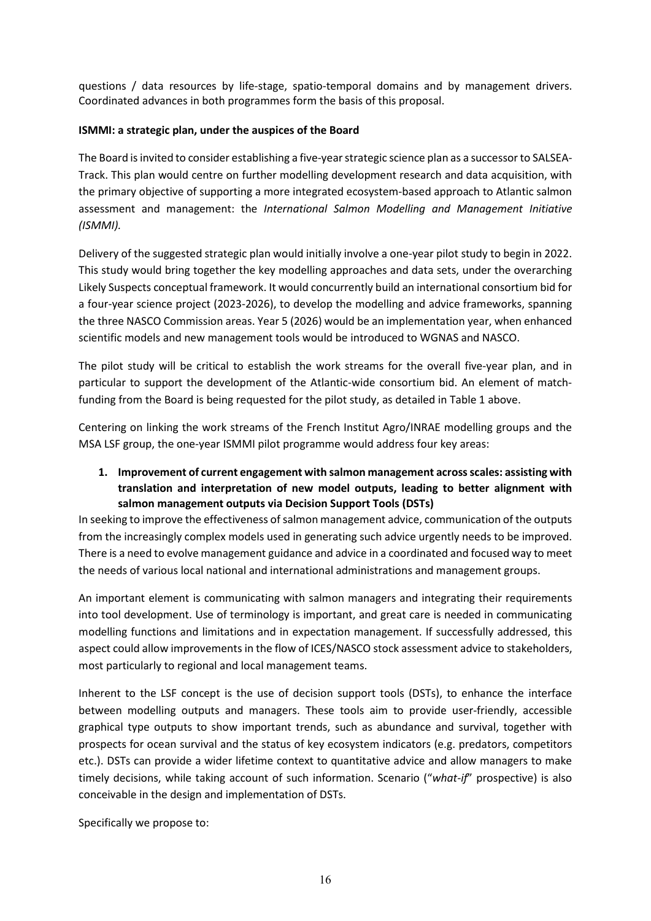questions / data resources by life-stage, spatio-temporal domains and by management drivers. Coordinated advances in both programmes form the basis of this proposal.

**ISMMI: a strategic plan, under the auspices of the Board**

The Board is invited to consider establishing a five-year strategic science plan as a successor to SALSEA-Track. This plan would centre on further modelling development research and data acquisition, with the primary objective of supporting a more integrated ecosystem-based approach to Atlantic salmon assessment and management: the *International Salmon Modelling and Management Initiative (ISMMI).*

Delivery of the suggested strategic plan would initially involve a one-year pilot study to begin in 2022. This study would bring together the key modelling approaches and data sets, under the overarching Likely Suspects conceptual framework. It would concurrently build an international consortium bid for a four-year science project (2023-2026), to develop the modelling and advice frameworks, spanning the three NASCO Commission areas. Year 5 (2026) would be an implementation year, when enhanced scientific models and new management tools would be introduced to WGNAS and NASCO.

The pilot study will be critical to establish the work streams for the overall five-year plan, and in particular to support the development of the Atlantic-wide consortium bid. An element of match-funding from the Board is being requested for the pilot study, as detailed in Table 1 above.

Centering on linking the work streams of the French Institut Agro/INRAE modelling groups and the MSA LSF group, the one-year ISMMI pilot programme would address four key areas:

1. **Improvement of current engagement with salmon management across scales: assisting with translation and interpretation of new model outputs, leading to better alignment with salmon management outputs via Decision Support Tools (DSTs)**

In seeking to improve the effectiveness of salmon management advice, communication of the outputs from the increasingly complex models used in generating such advice urgently needs to be improved. There is a need to evolve management guidance and advice in a coordinated and focused way to meet the needs of various local national and international administrations and management groups.

An important element is communicating with salmon managers and integrating their requirements into tool development. Use of terminology is important, and great care is needed in communicating modelling functions and limitations and in expectation management. If successfully addressed, this aspect could allow improvements in the flow of ICES/NASCO stock assessment advice to stakeholders, most particularly to regional and local management teams.

Inherent to the LSF concept is the use of decision support tools (DSTs), to enhance the interface between modelling outputs and managers. These tools aim to provide user-friendly, accessible graphical type outputs to show important trends, such as abundance and survival, together with prospects for ocean survival and the status of key ecosystem indicators (e.g. predators, competitors etc.). DSTs can provide a wider lifetime context to quantitative advice and allow managers to make timely decisions, while taking account of such information. Scenario ("*what-if*" prospective) is also conceivable in the design and implementation of DSTs.

Specifically we propose to: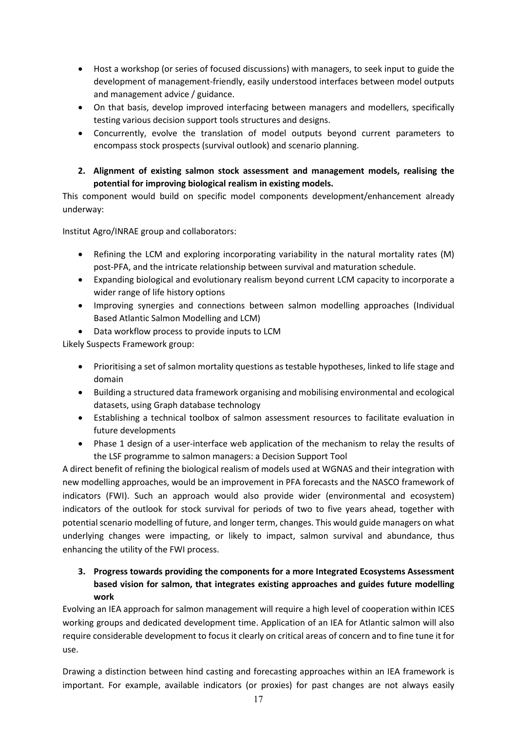- Host a workshop (or series of focused discussions) with managers, to seek input to guide the development of management-friendly, easily understood interfaces between model outputs and management advice / guidance.
- On that basis, develop improved interfacing between managers and modellers, specifically testing various decision support tools structures and designs.
- Concurrently, evolve the translation of model outputs beyond current parameters to encompass stock prospects (survival outlook) and scenario planning.

**2. Alignment of existing salmon stock assessment and management models, realising the potential for improving biological realism in existing models.**

This component would build on specific model components development/enhancement already underway:

Institut Agro/INRAE group and collaborators:

- Refining the LCM and exploring incorporating variability in the natural mortality rates (M) post-PFA, and the intricate relationship between survival and maturation schedule.
- Expanding biological and evolutionary realism beyond current LCM capacity to incorporate a wider range of life history options
- Improving synergies and connections between salmon modelling approaches (Individual Based Atlantic Salmon Modelling and LCM)
- Data workflow process to provide inputs to LCM

Likely Suspects Framework group:

- Prioritising a set of salmon mortality questions as testable hypotheses, linked to life stage and domain
- Building a structured data framework organising and mobilising environmental and ecological datasets, using Graph database technology
- Establishing a technical toolbox of salmon assessment resources to facilitate evaluation in future developments
- Phase 1 design of a user-interface web application of the mechanism to relay the results of the LSF programme to salmon managers: a Decision Support Tool

A direct benefit of refining the biological realism of models used at WGNAS and their integration with new modelling approaches, would be an improvement in PFA forecasts and the NASCO framework of indicators (FWI). Such an approach would also provide wider (environmental and ecosystem) indicators of the outlook for stock survival for periods of two to five years ahead, together with potential scenario modelling of future, and longer term, changes. This would guide managers on what underlying changes were impacting, or likely to impact, salmon survival and abundance, thus enhancing the utility of the FWI process.

**3. Progress towards providing the components for a more Integrated Ecosystems Assessment based vision for salmon, that integrates existing approaches and guides future modelling work**

Evolving an IEA approach for salmon management will require a high level of cooperation within ICES working groups and dedicated development time. Application of an IEA for Atlantic salmon will also require considerable development to focus it clearly on critical areas of concern and to fine tune it for use.

Drawing a distinction between hind casting and forecasting approaches within an IEA framework is important. For example, available indicators (or proxies) for past changes are not always easily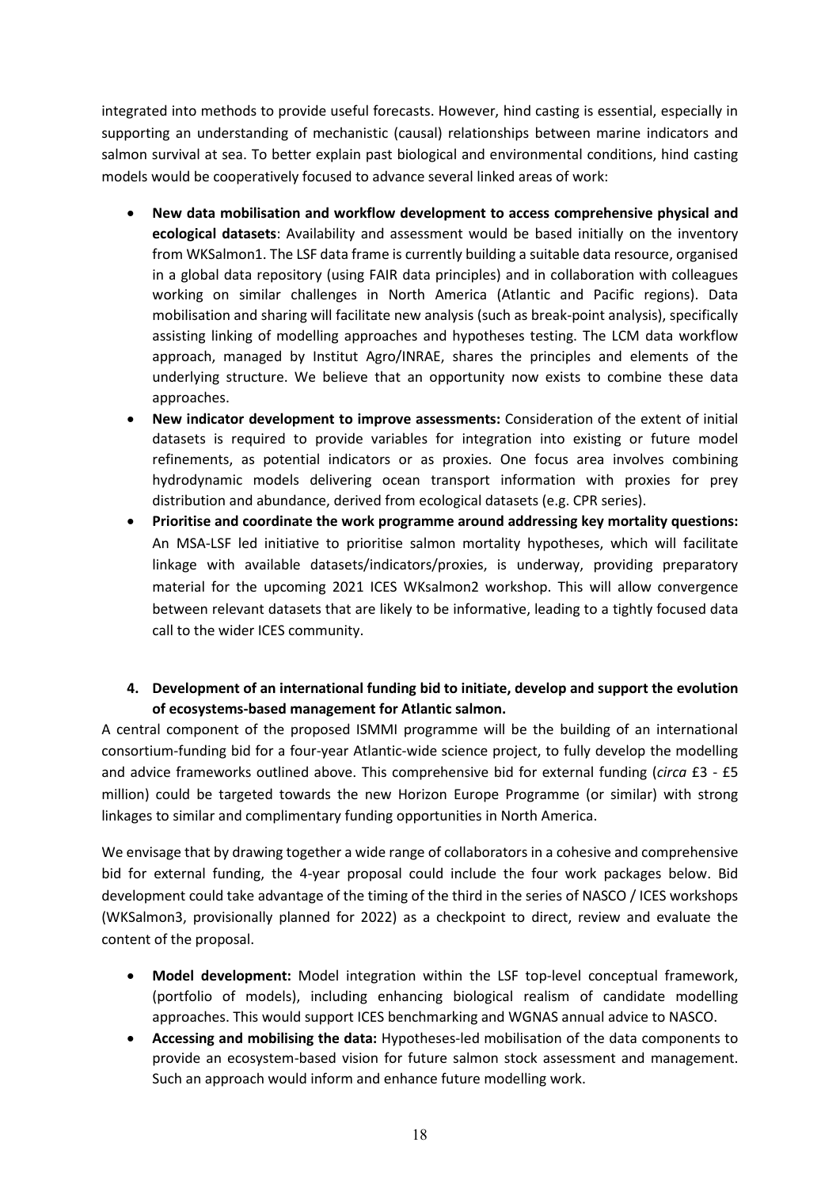integrated into methods to provide useful forecasts. However, hind casting is essential, especially in supporting an understanding of mechanistic (causal) relationships between marine indicators and salmon survival at sea. To better explain past biological and environmental conditions, hind casting models would be cooperatively focused to advance several linked areas of work:

- **New data mobilisation and workflow development to access comprehensive physical and ecological datasets**: Availability and assessment would be based initially on the inventory from WKSalmon1. The LSF data frame is currently building a suitable data resource, organised in a global data repository (using FAIR data principles) and in collaboration with colleagues working on similar challenges in North America (Atlantic and Pacific regions). Data mobilisation and sharing will facilitate new analysis (such as break-point analysis), specifically assisting linking of modelling approaches and hypotheses testing. The LCM data workflow approach, managed by Institut Agro/INRAE, shares the principles and elements of the underlying structure. We believe that an opportunity now exists to combine these data approaches.
- **New indicator development to improve assessments:** Consideration of the extent of initial datasets is required to provide variables for integration into existing or future model refinements, as potential indicators or as proxies. One focus area involves combining hydrodynamic models delivering ocean transport information with proxies for prey distribution and abundance, derived from ecological datasets (e.g. CPR series).
- **Prioritise and coordinate the work programme around addressing key mortality questions:** An MSA-LSF led initiative to prioritise salmon mortality hypotheses, which will facilitate linkage with available datasets/indicators/proxies, is underway, providing preparatory material for the upcoming 2021 ICES WKsalmon2 workshop. This will allow convergence between relevant datasets that are likely to be informative, leading to a tightly focused data call to the wider ICES community.

**4. Development of an international funding bid to initiate, develop and support the evolution of ecosystems-based management for Atlantic salmon.**

A central component of the proposed ISMMI programme will be the building of an international consortium-funding bid for a four-year Atlantic-wide science project, to fully develop the modelling and advice frameworks outlined above. This comprehensive bid for external funding (*circa* £3 - £5 million) could be targeted towards the new Horizon Europe Programme (or similar) with strong linkages to similar and complimentary funding opportunities in North America.

We envisage that by drawing together a wide range of collaborators in a cohesive and comprehensive bid for external funding, the 4-year proposal could include the four work packages below. Bid development could take advantage of the timing of the third in the series of NASCO / ICES workshops (WKSalmon3, provisionally planned for 2022) as a checkpoint to direct, review and evaluate the content of the proposal.

- **Model development:** Model integration within the LSF top-level conceptual framework, (portfolio of models), including enhancing biological realism of candidate modelling approaches. This would support ICES benchmarking and WGNAS annual advice to NASCO.
- **Accessing and mobilising the data:** Hypotheses-led mobilisation of the data components to provide an ecosystem-based vision for future salmon stock assessment and management. Such an approach would inform and enhance future modelling work.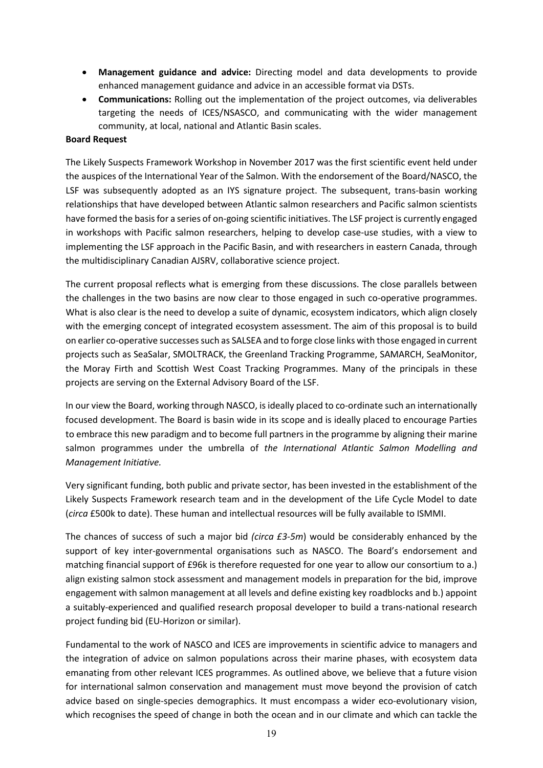- **Management guidance and advice:** Directing model and data developments to provide enhanced management guidance and advice in an accessible format via DSTs.
- **Communications:** Rolling out the implementation of the project outcomes, via deliverables targeting the needs of ICES/NSASCO, and communicating with the wider management community, at local, national and Atlantic Basin scales.

**Board Request**

The Likely Suspects Framework Workshop in November 2017 was the first scientific event held under the auspices of the International Year of the Salmon. With the endorsement of the Board/NASCO, the LSF was subsequently adopted as an IYS signature project. The subsequent, trans-basin working relationships that have developed between Atlantic salmon researchers and Pacific salmon scientists have formed the basis for a series of on-going scientific initiatives. The LSF project is currently engaged in workshops with Pacific salmon researchers, helping to develop case-use studies, with a view to implementing the LSF approach in the Pacific Basin, and with researchers in eastern Canada, through the multidisciplinary Canadian AJSRV, collaborative science project.

The current proposal reflects what is emerging from these discussions. The close parallels between the challenges in the two basins are now clear to those engaged in such co-operative programmes. What is also clear is the need to develop a suite of dynamic, ecosystem indicators, which align closely with the emerging concept of integrated ecosystem assessment. The aim of this proposal is to build on earlier co-operative successes such as SALSEA and to forge close links with those engaged in current projects such as SeaSalar, SMOLTRACK, the Greenland Tracking Programme, SAMARCH, SeaMonitor, the Moray Firth and Scottish West Coast Tracking Programmes. Many of the principals in these projects are serving on the External Advisory Board of the LSF.

In our view the Board, working through NASCO, is ideally placed to co-ordinate such an internationally focused development. The Board is basin wide in its scope and is ideally placed to encourage Parties to embrace this new paradigm and to become full partners in the programme by aligning their marine salmon programmes under the umbrella of *the International Atlantic Salmon Modelling and Management Initiative.*

Very significant funding, both public and private sector, has been invested in the establishment of the Likely Suspects Framework research team and in the development of the Life Cycle Model to date (*circa* £500k to date). These human and intellectual resources will be fully available to ISMMI.

The chances of success of such a major bid *(circa £3-5m*) would be considerably enhanced by the support of key inter-governmental organisations such as NASCO. The Board's endorsement and matching financial support of £96k is therefore requested for one year to allow our consortium to a.) align existing salmon stock assessment and management models in preparation for the bid, improve engagement with salmon management at all levels and define existing key roadblocks and b.) appoint a suitably-experienced and qualified research proposal developer to build a trans-national research project funding bid (EU-Horizon or similar).

Fundamental to the work of NASCO and ICES are improvements in scientific advice to managers and the integration of advice on salmon populations across their marine phases, with ecosystem data emanating from other relevant ICES programmes. As outlined above, we believe that a future vision for international salmon conservation and management must move beyond the provision of catch advice based on single-species demographics. It must encompass a wider eco-evolutionary vision, which recognises the speed of change in both the ocean and in our climate and which can tackle the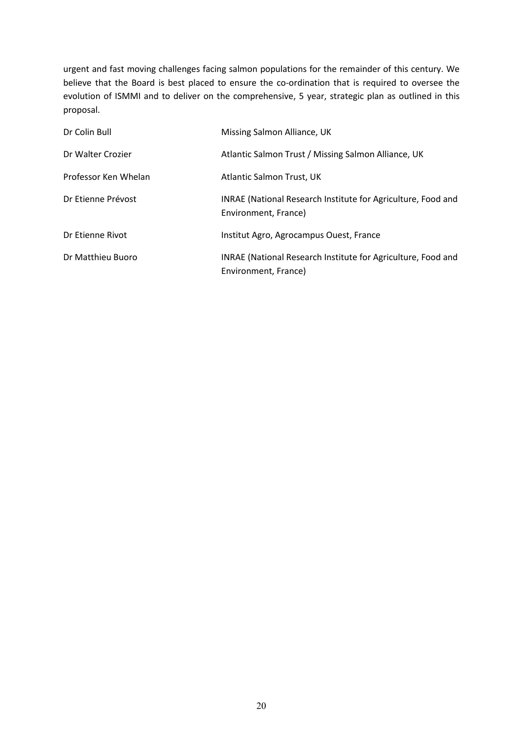urgent and fast moving challenges facing salmon populations for the remainder of this century. We believe that the Board is best placed to ensure the co-ordination that is required to oversee the evolution of ISMMI and to deliver on the comprehensive, 5 year, strategic plan as outlined in this proposal.

| | |
|---|---|
| Dr Colin Bull | Missing Salmon Alliance, UK |
| Dr Walter Crozier | Atlantic Salmon Trust / Missing Salmon Alliance, UK |
| Professor Ken Whelan | Atlantic Salmon Trust, UK |
| Dr Etienne Prévost | INRAE (National Research Institute for Agriculture, Food and Environment, France) |
| Dr Etienne Rivot | Institut Agro, Agrocampus Ouest, France |
| Dr Matthieu Buoro | INRAE (National Research Institute for Agriculture, Food and Environment, France) |